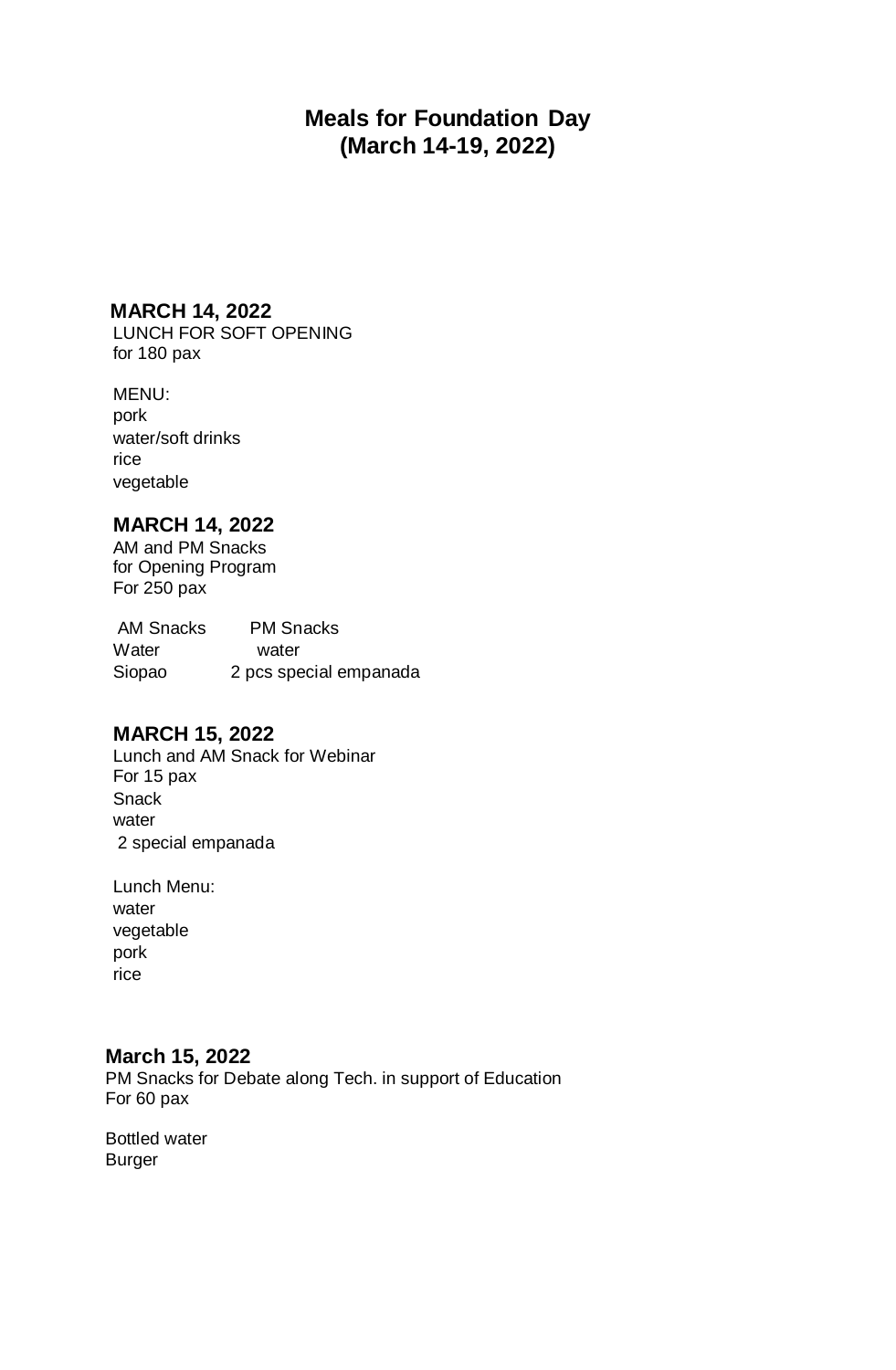# Meals for Foundation Day
## (March 14-19, 2022)

**MARCH 14, 2022**
LUNCH FOR SOFT OPENING
for 180 pax

MENU:
pork
water/soft drinks
rice
vegetable

**MARCH 14, 2022**
AM and PM Snacks
for Opening Program
For 250 pax

| AM Snacks | PM Snacks |
|---|---|
| Water | water |
| Siopao | 2 pcs special empanada |

**MARCH 15, 2022**
Lunch and AM Snack for Webinar
For 15 pax
Snack
water
2 special empanada

Lunch Menu:
water
vegetable
pork
rice

**March 15, 2022**
PM Snacks for Debate along Tech. in support of Education
For 60 pax

Bottled water
Burger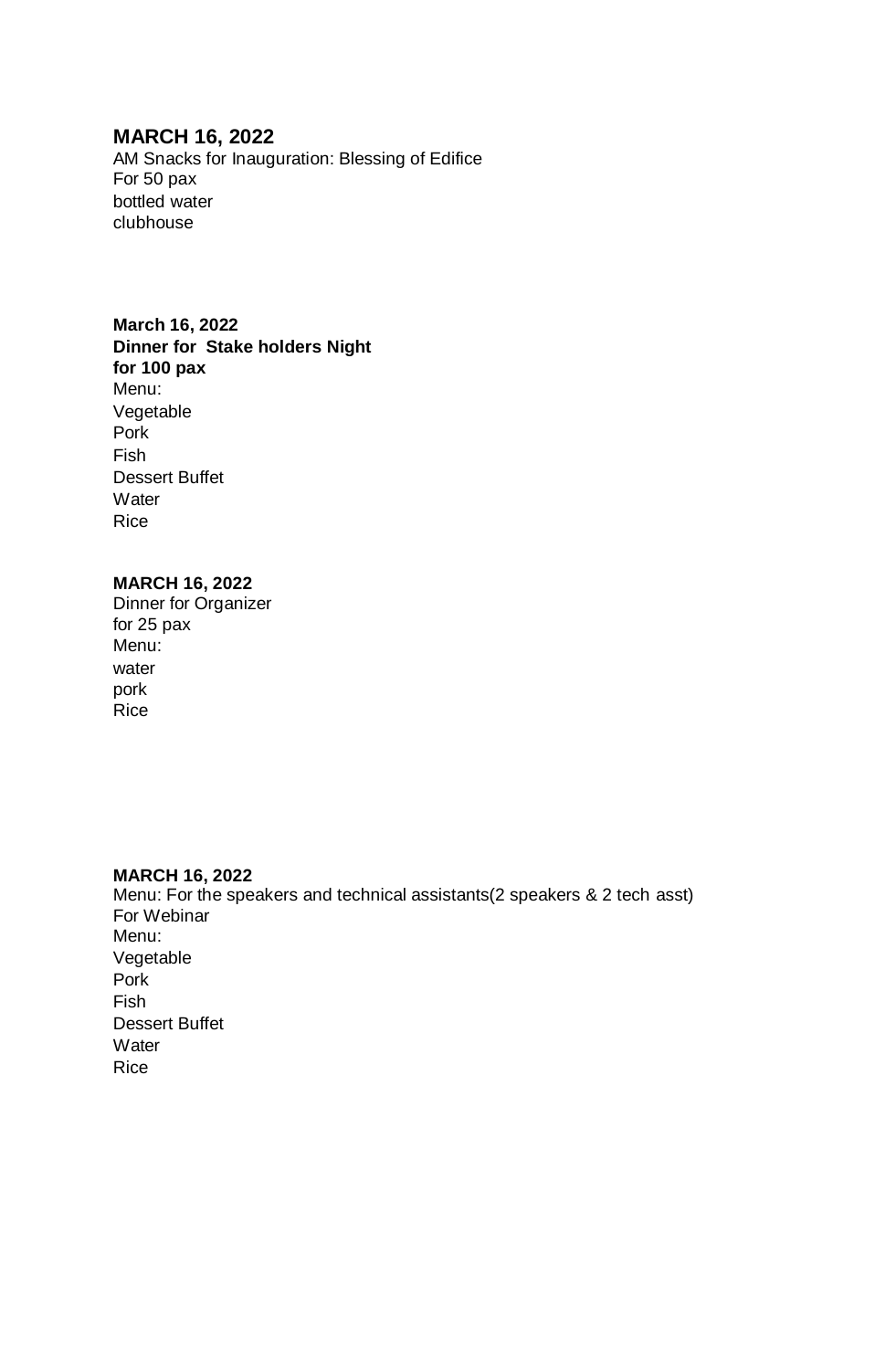### MARCH 16, 2022

AM Snacks for Inauguration: Blessing of Edifice
For 50 pax
bottled water
clubhouse

**March 16, 2022**
**Dinner for Stake holders Night**
**for 100 pax**
Menu:
Vegetable
Pork
Fish
Dessert Buffet
Water
Rice

**MARCH 16, 2022**
Dinner for Organizer
for 25 pax
Menu:
water
pork
Rice

**MARCH 16, 2022**
Menu: For the speakers and technical assistants(2 speakers & 2 tech asst)
For Webinar
Menu:
Vegetable
Pork
Fish
Dessert Buffet
Water
Rice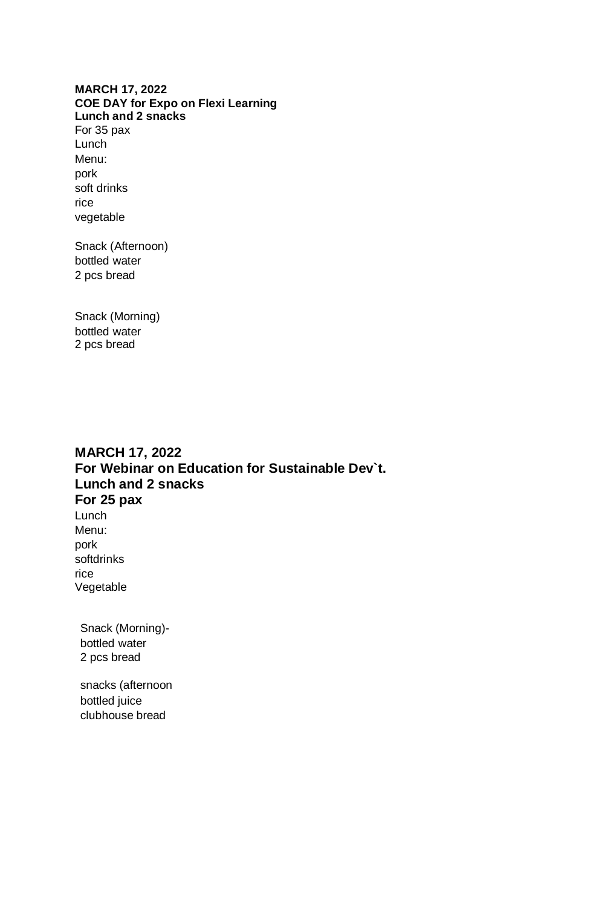**MARCH 17, 2022**
**COE DAY for Expo on Flexi Learning**
**Lunch and 2 snacks**
For 35 pax
Lunch
Menu:
pork
soft drinks
rice
vegetable

Snack (Afternoon)
bottled water
2 pcs bread

Snack (Morning)
bottled water
2 pcs bread

**MARCH 17, 2022**
**For Webinar on Education for Sustainable Dev`t.**
**Lunch and 2 snacks**
**For 25 pax**
Lunch
Menu:
pork
softdrinks
rice
Vegetable

Snack (Morning)-
bottled water
2 pcs bread

snacks (afternoon
bottled juice
clubhouse bread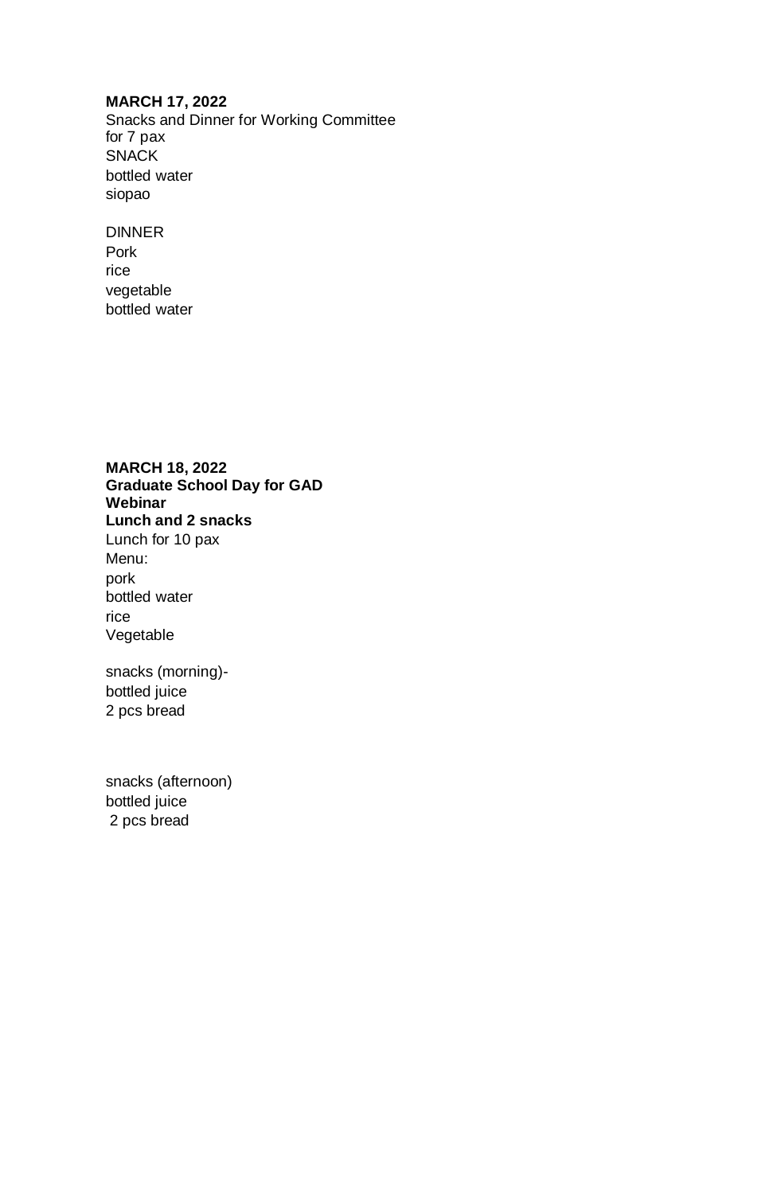**MARCH 17, 2022**

Snacks and Dinner for Working Committee
for 7 pax

SNACK

bottled water

siopao

DINNER

Pork

rice

vegetable

bottled water

**MARCH 18, 2022**

**Graduate School Day for GAD**

**Webinar**

**Lunch and 2 snacks**

Lunch for 10 pax

Menu:

pork

bottled water

rice

Vegetable

snacks (morning)-

bottled juice

2 pcs bread

snacks (afternoon)

bottled juice

2 pcs bread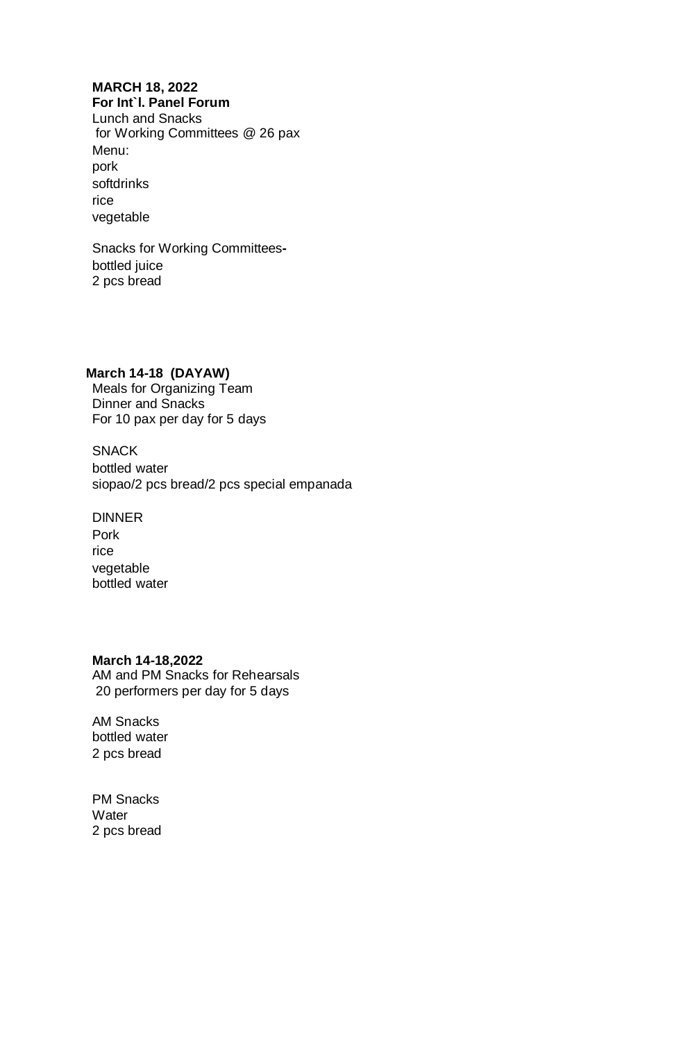**MARCH 18, 2022**
**For Int`l. Panel Forum**
Lunch and Snacks
for Working Committees @ 26 pax
Menu:
pork
softdrinks
rice
vegetable

Snacks for Working Committees**-**
bottled juice
2 pcs bread

**March 14-18 (DAYAW)**
Meals for Organizing Team
Dinner and Snacks
For 10 pax per day for 5 days

SNACK
bottled water
siopao/2 pcs bread/2 pcs special empanada

DINNER
Pork
rice
vegetable
bottled water

**March 14-18,2022**
AM and PM Snacks for Rehearsals
20 performers per day for 5 days

AM Snacks
bottled water
2 pcs bread

PM Snacks
Water
2 pcs bread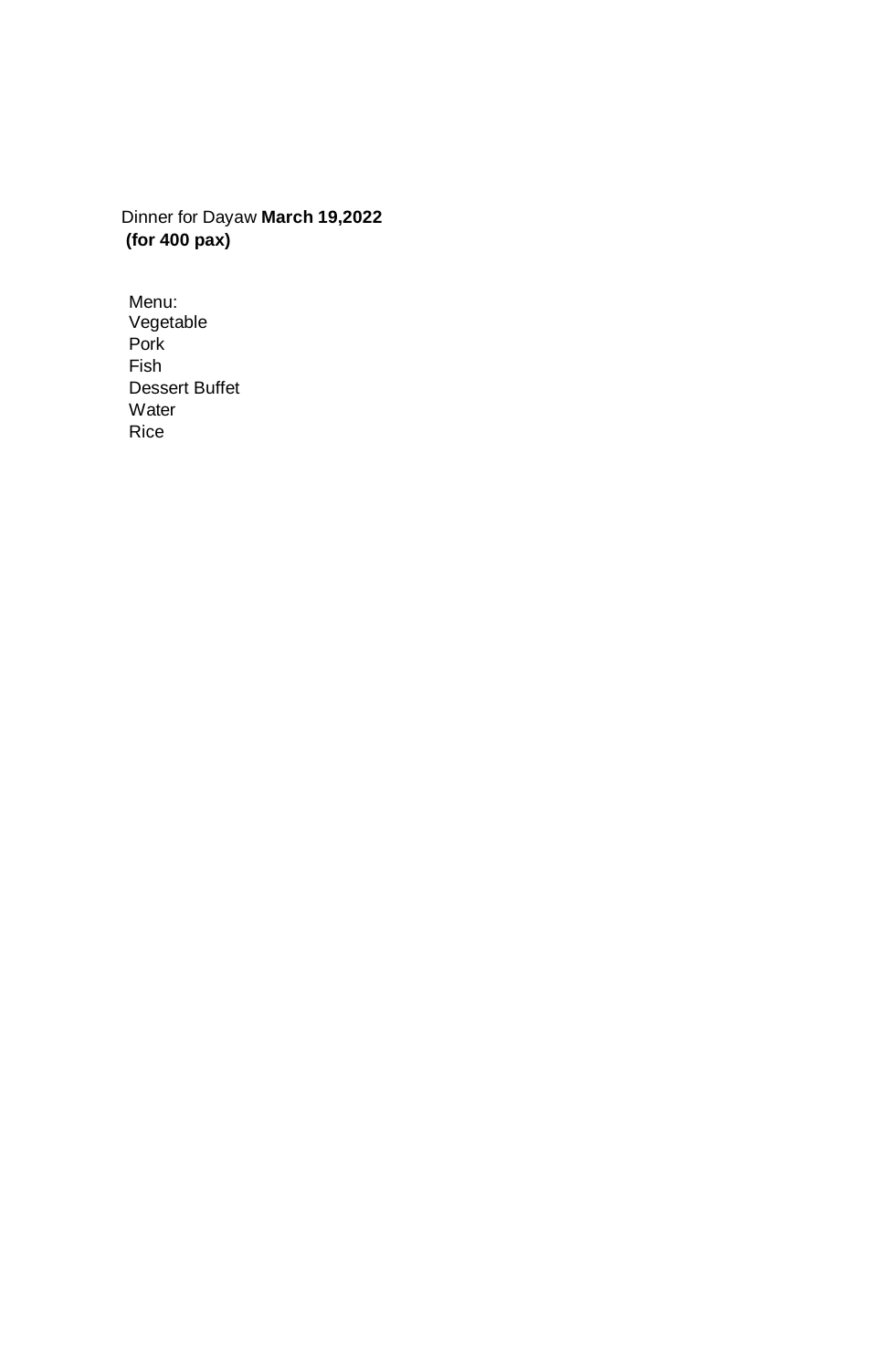Dinner for Dayaw **March 19,2022**
**(for 400 pax)**

Menu:
Vegetable
Pork
Fish
Dessert Buffet
Water
Rice